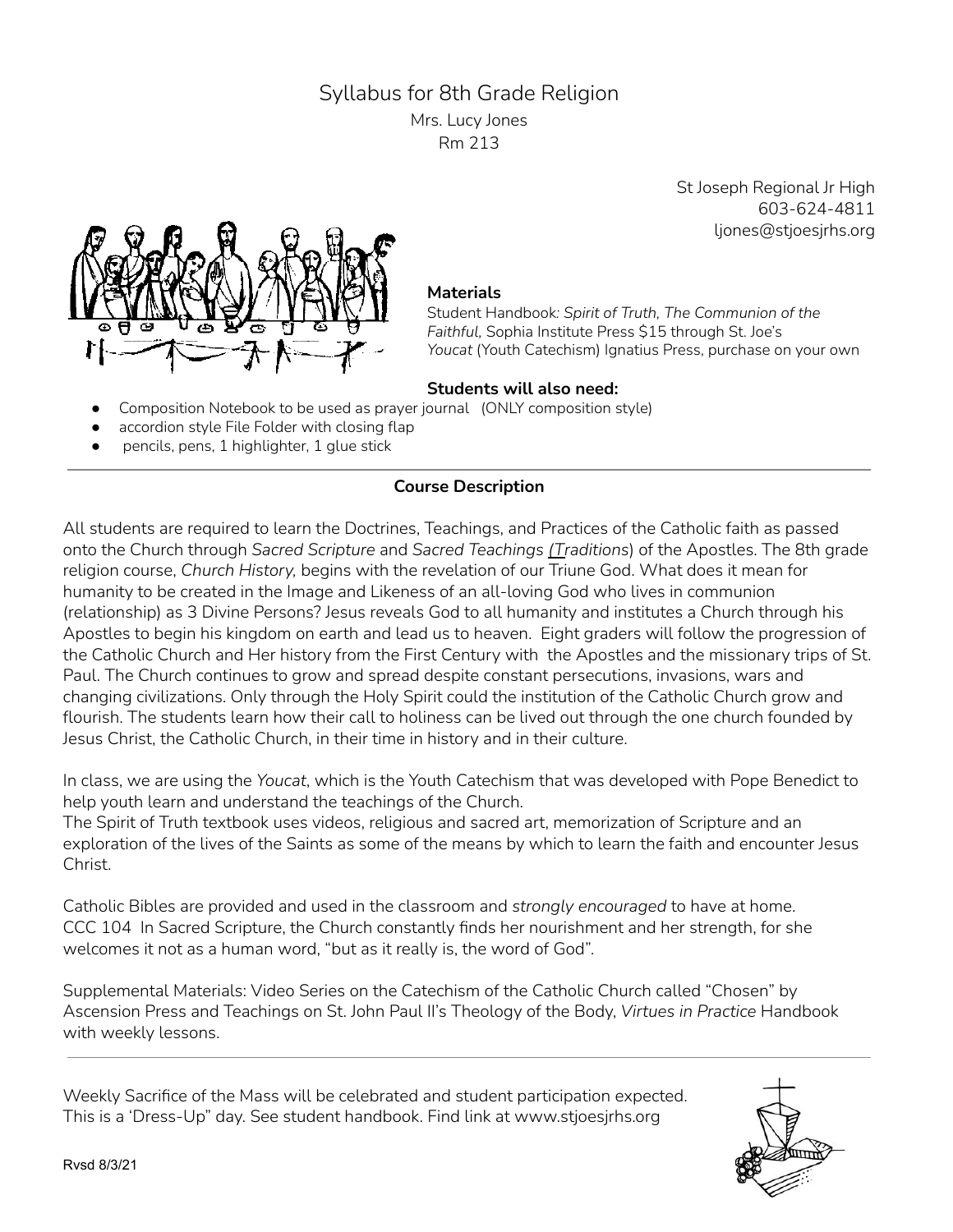# Syllabus for 8th Grade Religion

Mrs. Lucy Jones
Rm 213

St Joseph Regional Jr High
603-624-4811
ljones@stjoesjrhs.org

**Materials**

Student Handbook: *Spirit of Truth, The Communion of the Faithful*, Sophia Institute Press $15 through St. Joe's
*Youcat* (Youth Catechism) Ignatius Press, purchase on your own

**Students will also need:**

- Composition Notebook to be used as prayer journal (ONLY composition style)
- accordion style File Folder with closing flap
- pencils, pens, 1 highlighter, 1 glue stick

---

**Course Description**

All students are required to learn the Doctrines, Teachings, and Practices of the Catholic faith as passed onto the Church through *Sacred Scripture* and *Sacred Teachings (Traditions*) of the Apostles. The 8th grade religion course, *Church History,* begins with the revelation of our Triune God. What does it mean for humanity to be created in the Image and Likeness of an all-loving God who lives in communion (relationship) as 3 Divine Persons? Jesus reveals God to all humanity and institutes a Church through his Apostles to begin his kingdom on earth and lead us to heaven. Eight graders will follow the progression of the Catholic Church and Her history from the First Century with the Apostles and the missionary trips of St. Paul. The Church continues to grow and spread despite constant persecutions, invasions, wars and changing civilizations. Only through the Holy Spirit could the institution of the Catholic Church grow and flourish. The students learn how their call to holiness can be lived out through the one church founded by Jesus Christ, the Catholic Church, in their time in history and in their culture.

In class, we are using the *Youcat*, which is the Youth Catechism that was developed with Pope Benedict to help youth learn and understand the teachings of the Church.
The Spirit of Truth textbook uses videos, religious and sacred art, memorization of Scripture and an exploration of the lives of the Saints as some of the means by which to learn the faith and encounter Jesus Christ.

Catholic Bibles are provided and used in the classroom and *strongly encouraged* to have at home.
CCC 104 In Sacred Scripture, the Church constantly finds her nourishment and her strength, for she welcomes it not as a human word, "but as it really is, the word of God".

Supplemental Materials: Video Series on the Catechism of the Catholic Church called "Chosen" by Ascension Press and Teachings on St. John Paul II's Theology of the Body, *Virtues in Practice* Handbook with weekly lessons.

---

Weekly Sacrifice of the Mass will be celebrated and student participation expected.
This is a 'Dress-Up" day. See student handbook. Find link at www.stjoesjrhs.org

Rvsd 8/3/21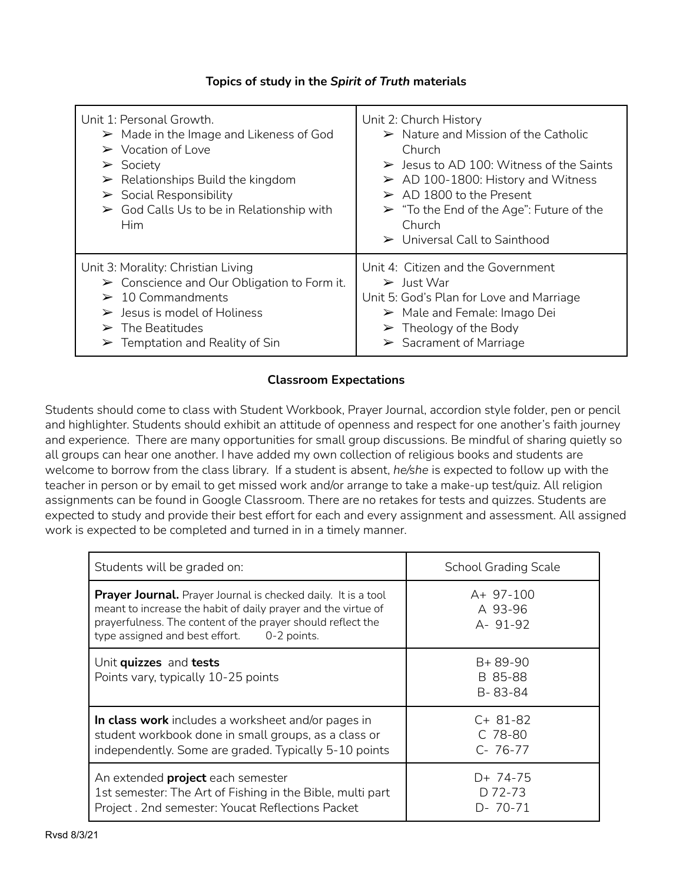**Topics of study in the *Spirit of Truth* materials**

| Unit 1: Personal Growth.<br>➢ Made in the Image and Likeness of God<br>➢ Vocation of Love<br>➢ Society<br>➢ Relationships Build the kingdom<br>➢ Social Responsibility<br>➢ God Calls Us to be in Relationship with Him | Unit 2: Church History<br>➢ Nature and Mission of the Catholic Church<br>➢ Jesus to AD 100: Witness of the Saints<br>➢ AD 100-1800: History and Witness<br>➢ AD 1800 to the Present<br>➢ "To the End of the Age": Future of the Church<br>➢ Universal Call to Sainthood |
|---|---|
| Unit 3: Morality: Christian Living<br>➢ Conscience and Our Obligation to Form it.<br>➢ 10 Commandments<br>➢ Jesus is model of Holiness<br>➢ The Beatitudes<br>➢ Temptation and Reality of Sin | Unit 4: Citizen and the Government<br>➢ Just War<br>Unit 5: God's Plan for Love and Marriage<br>➢ Male and Female: Imago Dei<br>➢ Theology of the Body<br>➢ Sacrament of Marriage |

**Classroom Expectations**

Students should come to class with Student Workbook, Prayer Journal, accordion style folder, pen or pencil and highlighter. Students should exhibit an attitude of openness and respect for one another's faith journey and experience. There are many opportunities for small group discussions. Be mindful of sharing quietly so all groups can hear one another. I have added my own collection of religious books and students are welcome to borrow from the class library. If a student is absent, *he/she* is expected to follow up with the teacher in person or by email to get missed work and/or arrange to take a make-up test/quiz. All religion assignments can be found in Google Classroom. There are no retakes for tests and quizzes. Students are expected to study and provide their best effort for each and every assignment and assessment. All assigned work is expected to be completed and turned in in a timely manner.

| Students will be graded on: | School Grading Scale |
|---|---|
| **Prayer Journal.** Prayer Journal is checked daily. It is a tool meant to increase the habit of daily prayer and the virtue of prayerfulness. The content of the prayer should reflect the type assigned and best effort. 0-2 points. | A+ 97-100<br>A 93-96<br>A- 91-92 |
| Unit **quizzes** and **tests**<br>Points vary, typically 10-25 points | B+ 89-90<br>B 85-88<br>B- 83-84 |
| **In class work** includes a worksheet and/or pages in student workbook done in small groups, as a class or independently. Some are graded. Typically 5-10 points | C+ 81-82<br>C 78-80<br>C- 76-77 |
| An extended **project** each semester<br>1st semester: The Art of Fishing in the Bible, multi part Project . 2nd semester: Youcat Reflections Packet | D+ 74-75<br>D 72-73<br>D- 70-71 |

Rvsd 8/3/21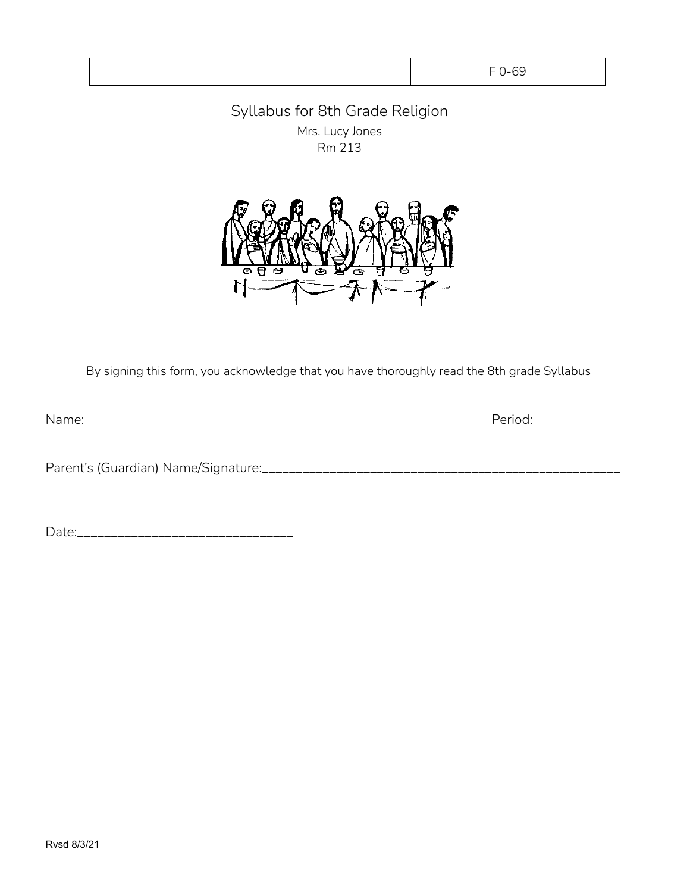| | F 0-69 |
|---|---|

# Syllabus for 8th Grade Religion

Mrs. Lucy Jones
Rm 213

By signing this form, you acknowledge that you have thoroughly read the 8th grade Syllabus

Name:_______________________________________________ Period: ____________

Parent's (Guardian) Name/Signature:_____________________________________________

Date:___________________________

Rvsd 8/3/21